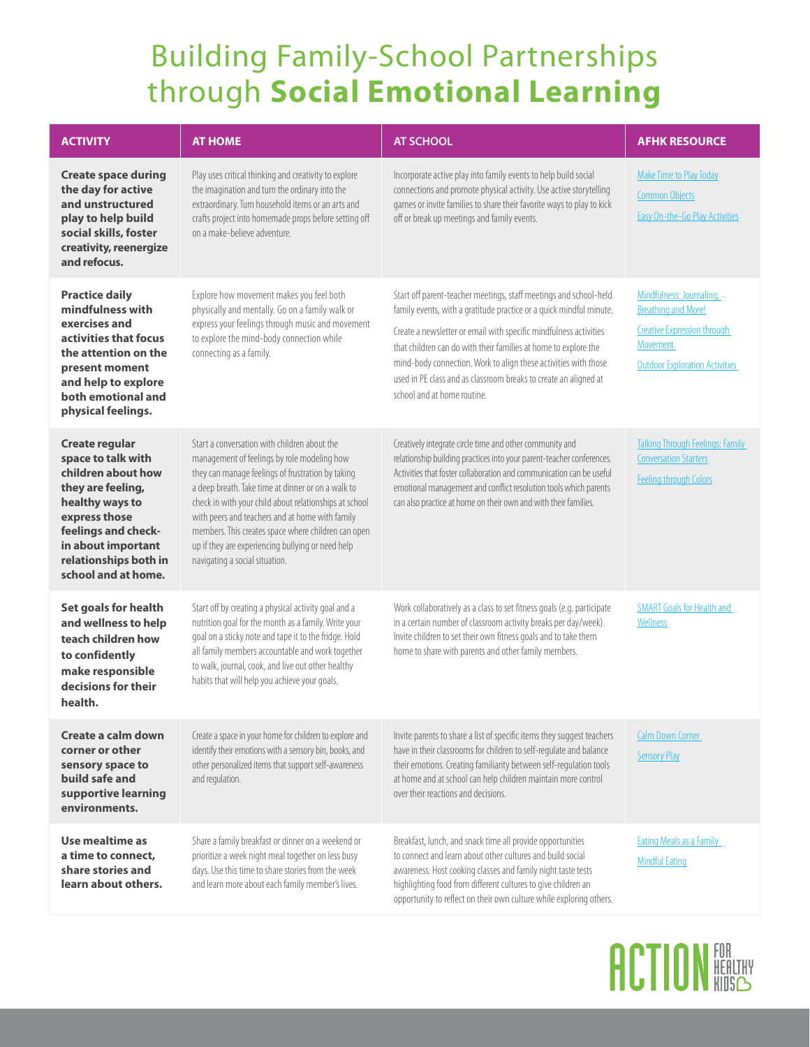# Building Family-School Partnerships through **Social Emotional Learning**

| ACTIVITY | AT HOME | AT SCHOOL | AFHK RESOURCE |
|---|---|---|---|
| **Create space during the day for active and unstructured play to help build social skills, foster creativity, reenergize and refocus.** | Play uses critical thinking and creativity to explore the imagination and turn the ordinary into the extraordinary. Turn household items or an arts and crafts project into homemade props before setting off on a make-believe adventure. | Incorporate active play into family events to help build social connections and promote physical activity. Use active storytelling games or invite families to share their favorite ways to play to kick off or break up meetings and family events. | Make Time to Play Today<br>Common Objects<br>Easy On-the-Go Play Activities |
| **Practice daily mindfulness with exercises and activities that focus the attention on the present moment and help to explore both emotional and physical feelings.** | Explore how movement makes you feel both physically and mentally. Go on a family walk or express your feelings through music and movement to explore the mind-body connection while connecting as a family. | Start off parent-teacher meetings, staff meetings and school-held family events, with a gratitude practice or a quick mindful minute.<br>Create a newsletter or email with specific mindfulness activities that children can do with their families at home to explore the mind-body connection. Work to align these activities with those used in PE class and as classroom breaks to create an aligned at school and at home routine. | Mindfulness: Journaling, Breathing and More!<br>Creative Expression through Movement<br>Outdoor Exploration Activities |
| **Create regular space to talk with children about how they are feeling, healthy ways to express those feelings and check-in about important relationships both in school and at home.** | Start a conversation with children about the management of feelings by role modeling how they can manage feelings of frustration by taking a deep breath. Take time at dinner or on a walk to check in with your child about relationships at school with peers and teachers and at home with family members. This creates space where children can open up if they are experiencing bullying or need help navigating a social situation. | Creatively integrate circle time and other community and relationship building practices into your parent-teacher conferences. Activities that foster collaboration and communication can be useful emotional management and conflict resolution tools which parents can also practice at home on their own and with their families. | Talking Through Feelings: Family Conversation Starters<br>Feeling through Colors |
| **Set goals for health and wellness to help teach children how to confidently make responsible decisions for their health.** | Start off by creating a physical activity goal and a nutrition goal for the month as a family. Write your goal on a sticky note and tape it to the fridge. Hold all family members accountable and work together to walk, journal, cook, and live out other healthy habits that will help you achieve your goals. | Work collaboratively as a class to set fitness goals (e.g. participate in a certain number of classroom activity breaks per day/week). Invite children to set their own fitness goals and to take them home to share with parents and other family members. | SMART Goals for Health and Wellness |
| **Create a calm down corner or other sensory space to build safe and supportive learning environments.** | Create a space in your home for children to explore and identify their emotions with a sensory bin, books, and other personalized items that support self-awareness and regulation. | Invite parents to share a list of specific items they suggest teachers have in their classrooms for children to self-regulate and balance their emotions. Creating familiarity between self-regulation tools at home and at school can help children maintain more control over their reactions and decisions. | Calm Down Corner<br>Sensory Play |
| **Use mealtime as a time to connect, share stories and learn about others.** | Share a family breakfast or dinner on a weekend or prioritize a week night meal together on less busy days. Use this time to share stories from the week and learn more about each family member's lives. | Breakfast, lunch, and snack time all provide opportunities to connect and learn about other cultures and build social awareness. Host cooking classes and family night taste tests highlighting food from different cultures to give children an opportunity to reflect on their own culture while exploring others. | Eating Meals as a Family<br>Mindful Eating |

ACTION FOR HEALTHY KIDS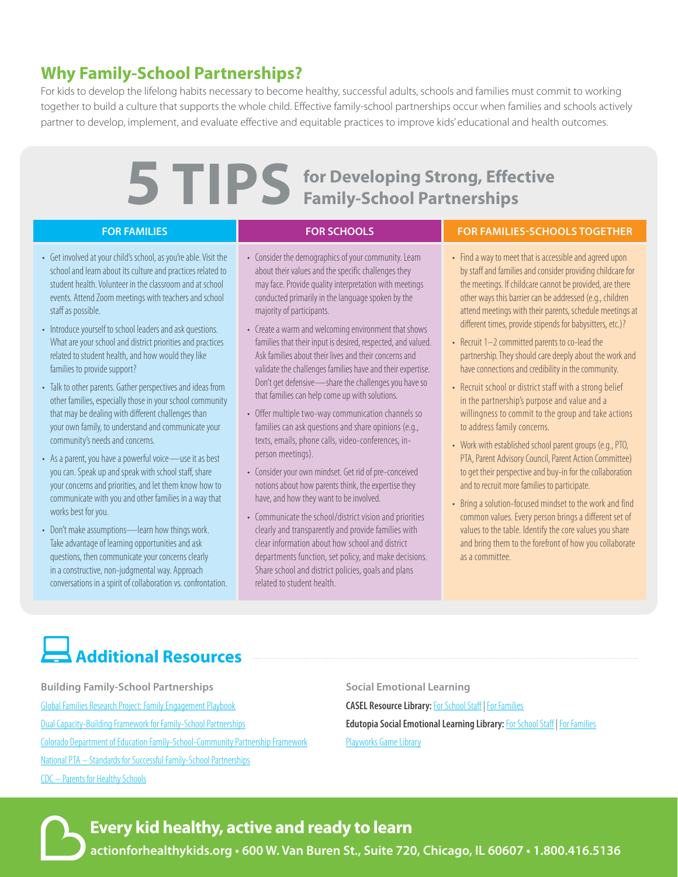## Why Family-School Partnerships?

For kids to develop the lifelong habits necessary to become healthy, successful adults, schools and families must commit to working together to build a culture that supports the whole child. Effective family-school partnerships occur when families and schools actively partner to develop, implement, and evaluate effective and equitable practices to improve kids' educational and health outcomes.

# 5 TIPS for Developing Strong, Effective Family-School Partnerships

### FOR FAMILIES

- Get involved at your child's school, as you're able. Visit the school and learn about its culture and practices related to student health. Volunteer in the classroom and at school events. Attend Zoom meetings with teachers and school staff as possible.
- Introduce yourself to school leaders and ask questions. What are your school and district priorities and practices related to student health, and how would they like families to provide support?
- Talk to other parents. Gather perspectives and ideas from other families, especially those in your school community that may be dealing with different challenges than your own family, to understand and communicate your community's needs and concerns.
- As a parent, you have a powerful voice—use it as best you can. Speak up and speak with school staff, share your concerns and priorities, and let them know how to communicate with you and other families in a way that works best for you.
- Don't make assumptions—learn how things work. Take advantage of learning opportunities and ask questions, then communicate your concerns clearly in a constructive, non-judgmental way. Approach conversations in a spirit of collaboration vs. confrontation.

### FOR SCHOOLS

- Consider the demographics of your community. Learn about their values and the specific challenges they may face. Provide quality interpretation with meetings conducted primarily in the language spoken by the majority of participants.
- Create a warm and welcoming environment that shows families that their input is desired, respected, and valued. Ask families about their lives and their concerns and validate the challenges families have and their expertise. Don't get defensive—share the challenges you have so that families can help come up with solutions.
- Offer multiple two-way communication channels so families can ask questions and share opinions (e.g., texts, emails, phone calls, video-conferences, in-person meetings).
- Consider your own mindset. Get rid of pre-conceived notions about how parents think, the expertise they have, and how they want to be involved.
- Communicate the school/district vision and priorities clearly and transparently and provide families with clear information about how school and district departments function, set policy, and make decisions. Share school and district policies, goals and plans related to student health.

### FOR FAMILIES-SCHOOLS TOGETHER

- Find a way to meet that is accessible and agreed upon by staff and families and consider providing childcare for the meetings. If childcare cannot be provided, are there other ways this barrier can be addressed (e.g., children attend meetings with their parents, schedule meetings at different times, provide stipends for babysitters, etc.)?
- Recruit 1–2 committed parents to co-lead the partnership. They should care deeply about the work and have connections and credibility in the community.
- Recruit school or district staff with a strong belief in the partnership's purpose and value and a willingness to commit to the group and take actions to address family concerns.
- Work with established school parent groups (e.g., PTO, PTA, Parent Advisory Council, Parent Action Committee) to get their perspective and buy-in for the collaboration and to recruit more families to participate.
- Bring a solution-focused mindset to the work and find common values. Every person brings a different set of values to the table. Identify the core values you share and bring them to the forefront of how you collaborate as a committee.

## Additional Resources

**Building Family-School Partnerships**

Global Families Research Project: Family Engagement Playbook

Dual Capacity-Building Framework for Family-School Partnerships

Colorado Department of Education Family-School-Community Partnership Framework

National PTA – Standards for Successful Family-School Partnerships

CDC – Parents for Healthy Schools

**Social Emotional Learning**

**CASEL Resource Library:** For School Staff | For Families

**Edutopia Social Emotional Learning Library:** For School Staff | For Families

Playworks Game Library

**Every kid healthy, active and ready to learn**

**actionforhealthykids.org • 600 W. Van Buren St., Suite 720, Chicago, IL 60607 • 1.800.416.5136**